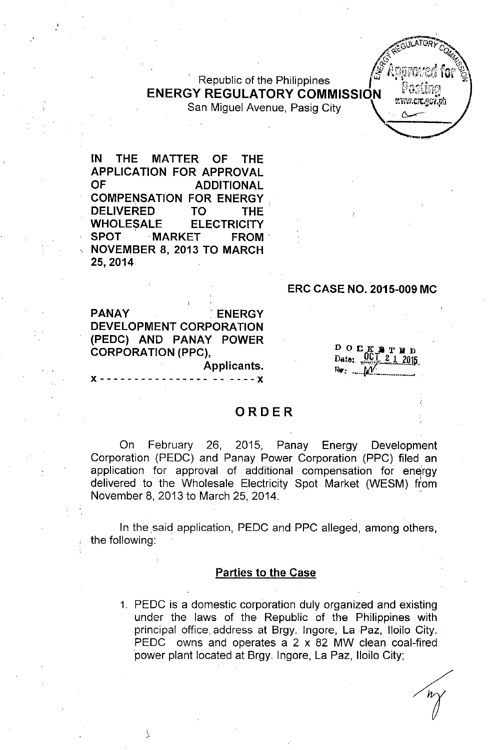Republic of the Philippines
**ENERGY REGULATORY COMMISSION**
San Miguel Avenue, Pasig City

**IN THE MATTER OF THE APPLICATION FOR APPROVAL OF ADDITIONAL COMPENSATION FOR ENERGY DELIVERED TO THE WHOLESALE ELECTRICITY SPOT MARKET FROM NOVEMBER 8, 2013 TO MARCH 25, 2014**

**ERC CASE NO. 2015-009 MC**

**PANAY ENERGY DEVELOPMENT CORPORATION (PEDC) AND PANAY POWER CORPORATION (PPC),**
**Applicants.**
**x - - - - - - - - - - - - - - - - - - - - - x**

DOCKETED
Date: OCT 2 1 2015
By: ____

# ORDER

On February 26, 2015, Panay Energy Development Corporation (PEDC) and Panay Power Corporation (PPC) filed an application for approval of additional compensation for energy delivered to the Wholesale Electricity Spot Market (WESM) from November 8, 2013 to March 25, 2014.

In the said application, PEDC and PPC alleged, among others, the following:

## Parties to the Case

1. PEDC is a domestic corporation duly organized and existing under the laws of the Republic of the Philippines with principal office address at Brgy. Ingore, La Paz, Iloilo City. PEDC owns and operates a 2 x 82 MW clean coal-fired power plant located at Brgy. Ingore, La Paz, Iloilo City;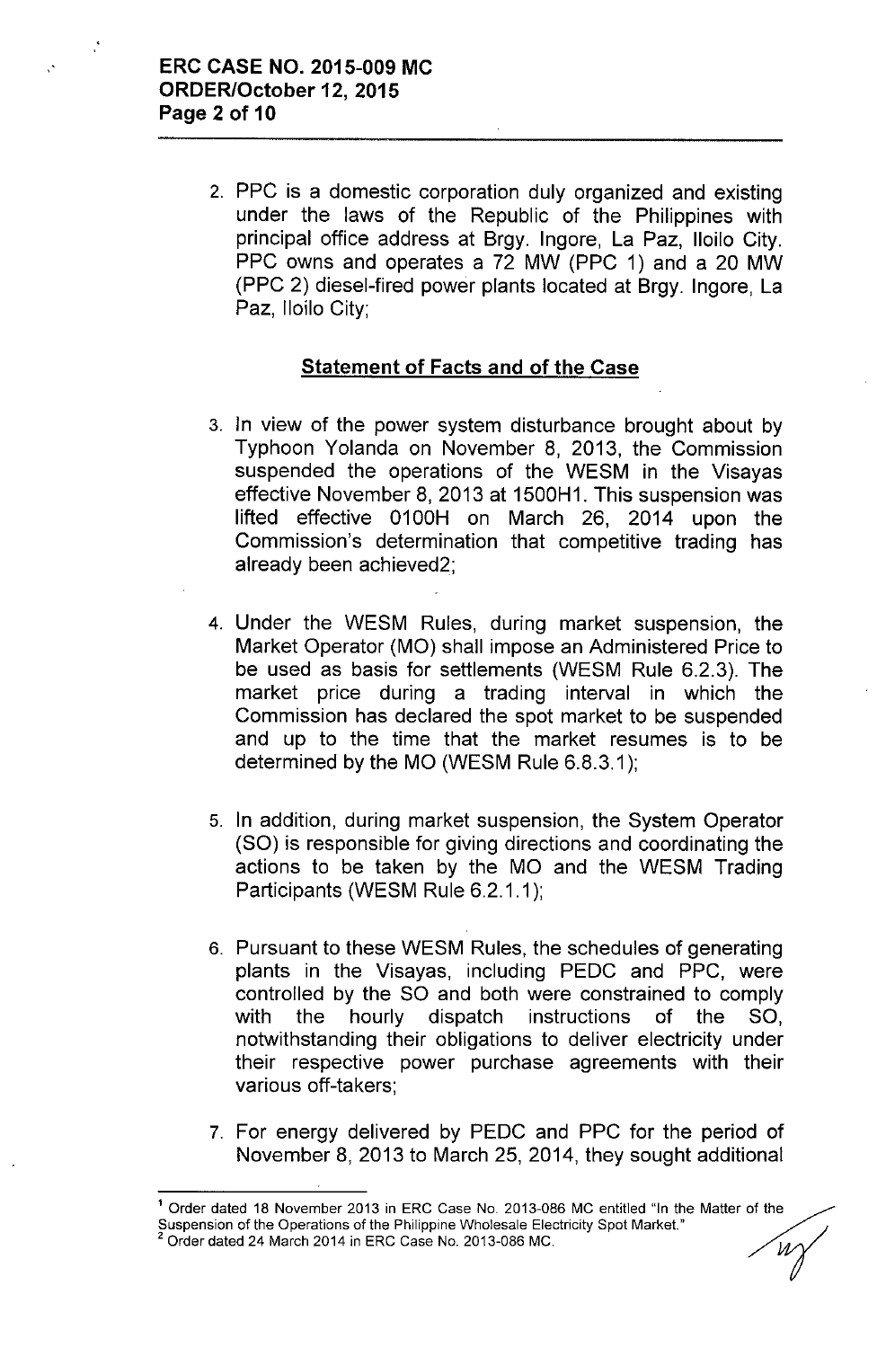2. PPC is a domestic corporation duly organized and existing under the laws of the Republic of the Philippines with principal office address at Brgy. Ingore, La Paz, Iloilo City. PPC owns and operates a 72 MW (PPC 1) and a 20 MW (PPC 2) diesel-fired power plants located at Brgy. Ingore, La Paz, Iloilo City;

## Statement of Facts and of the Case

3. In view of the power system disturbance brought about by Typhoon Yolanda on November 8, 2013, the Commission suspended the operations of the WESM in the Visayas effective November 8, 2013 at 1500H[1]. This suspension was lifted effective 0100H on March 26, 2014 upon the Commission's determination that competitive trading has already been achieved[2];

4. Under the WESM Rules, during market suspension, the Market Operator (MO) shall impose an Administered Price to be used as basis for settlements (WESM Rule 6.2.3). The market price during a trading interval in which the Commission has declared the spot market to be suspended and up to the time that the market resumes is to be determined by the MO (WESM Rule 6.8.3.1);

5. In addition, during market suspension, the System Operator (SO) is responsible for giving directions and coordinating the actions to be taken by the MO and the WESM Trading Participants (WESM Rule 6.2.1.1);

6. Pursuant to these WESM Rules, the schedules of generating plants in the Visayas, including PEDC and PPC, were controlled by the SO and both were constrained to comply with the hourly dispatch instructions of the SO, notwithstanding their obligations to deliver electricity under their respective power purchase agreements with their various off-takers;

7. For energy delivered by PEDC and PPC for the period of November 8, 2013 to March 25, 2014, they sought additional

[1] Order dated 18 November 2013 in ERC Case No. 2013-086 MC entitled "In the Matter of the Suspension of the Operations of the Philippine Wholesale Electricity Spot Market."
[2] Order dated 24 March 2014 in ERC Case No. 2013-086 MC.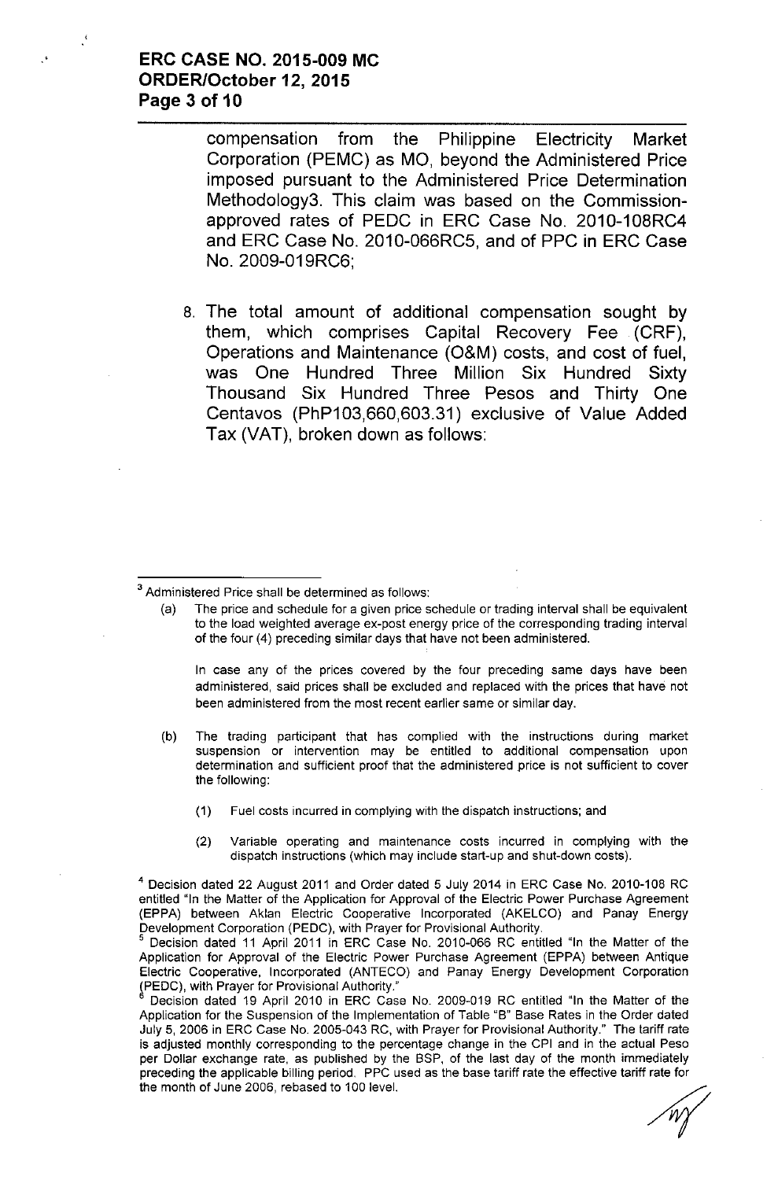compensation from the Philippine Electricity Market Corporation (PEMC) as MO, beyond the Administered Price imposed pursuant to the Administered Price Determination Methodology[3]. This claim was based on the Commission-approved rates of PEDC in ERC Case No. 2010-108RC[4] and ERC Case No. 2010-066RC[5], and of PPC in ERC Case No. 2009-019RC[6];

8. The total amount of additional compensation sought by them, which comprises Capital Recovery Fee (CRF), Operations and Maintenance (O&M) costs, and cost of fuel, was One Hundred Three Million Six Hundred Sixty Thousand Six Hundred Three Pesos and Thirty One Centavos (PhP103,660,603.31) exclusive of Value Added Tax (VAT), broken down as follows:

---

[3] Administered Price shall be determined as follows:

(a) The price and schedule for a given price schedule or trading interval shall be equivalent to the load weighted average ex-post energy price of the corresponding trading interval of the four (4) preceding similar days that have not been administered.

In case any of the prices covered by the four preceding same days have been administered, said prices shall be excluded and replaced with the prices that have not been administered from the most recent earlier same or similar day.

(b) The trading participant that has complied with the instructions during market suspension or intervention may be entitled to additional compensation upon determination and sufficient proof that the administered price is not sufficient to cover the following:

(1) Fuel costs incurred in complying with the dispatch instructions; and

(2) Variable operating and maintenance costs incurred in complying with the dispatch instructions (which may include start-up and shut-down costs).

[4] Decision dated 22 August 2011 and Order dated 5 July 2014 in ERC Case No. 2010-108 RC entitled "In the Matter of the Application for Approval of the Electric Power Purchase Agreement (EPPA) between Aklan Electric Cooperative Incorporated (AKELCO) and Panay Energy Development Corporation (PEDC), with Prayer for Provisional Authority.

[5] Decision dated 11 April 2011 in ERC Case No. 2010-066 RC entitled "In the Matter of the Application for Approval of the Electric Power Purchase Agreement (EPPA) between Antique Electric Cooperative, Incorporated (ANTECO) and Panay Energy Development Corporation (PEDC), with Prayer for Provisional Authority."

[6] Decision dated 19 April 2010 in ERC Case No. 2009-019 RC entitled "In the Matter of the Application for the Suspension of the Implementation of Table "B" Base Rates in the Order dated July 5, 2006 in ERC Case No. 2005-043 RC, with Prayer for Provisional Authority." The tariff rate is adjusted monthly corresponding to the percentage change in the CPI and in the actual Peso per Dollar exchange rate, as published by the BSP, of the last day of the month immediately preceding the applicable billing period. PPC used as the base tariff rate the effective tariff rate for the month of June 2006, rebased to 100 level.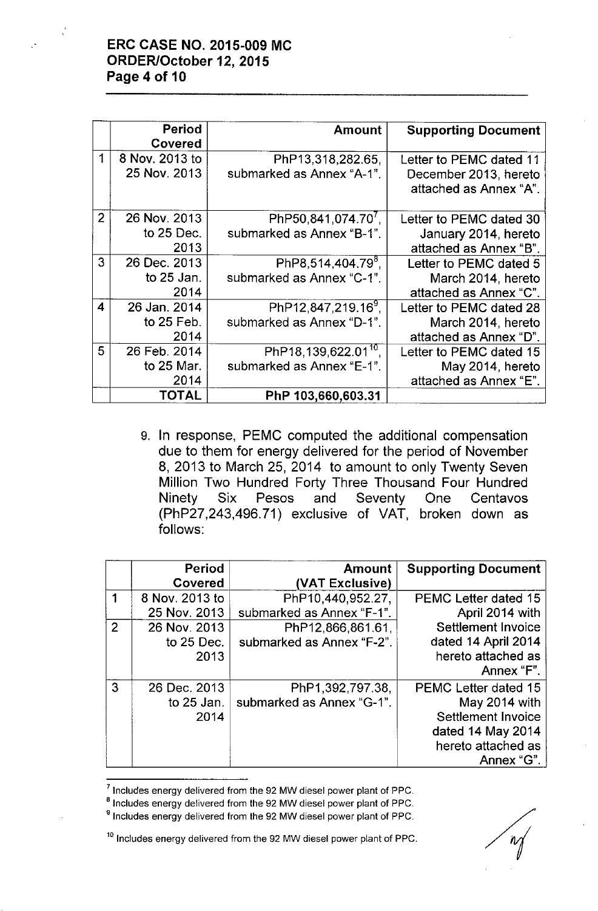| | Period Covered | Amount | Supporting Document |
|---|---|---|---|
| 1 | 8 Nov. 2013 to 25 Nov. 2013 | PhP13,318,282.65, submarked as Annex "A-1". | Letter to PEMC dated 11 December 2013, hereto attached as Annex "A". |
| 2 | 26 Nov. 2013 to 25 Dec. 2013 | PhP50,841,074.70[7], submarked as Annex "B-1". | Letter to PEMC dated 30 January 2014, hereto attached as Annex "B". |
| 3 | 26 Dec. 2013 to 25 Jan. 2014 | PhP8,514,404.79[8], submarked as Annex "C-1". | Letter to PEMC dated 5 March 2014, hereto attached as Annex "C". |
| 4 | 26 Jan. 2014 to 25 Feb. 2014 | PhP12,847,219.16[9], submarked as Annex "D-1". | Letter to PEMC dated 28 March 2014, hereto attached as Annex "D". |
| 5 | 26 Feb. 2014 to 25 Mar. 2014 | PhP18,139,622.01[10], submarked as Annex "E-1". | Letter to PEMC dated 15 May 2014, hereto attached as Annex "E". |
| | **TOTAL** | **PhP 103,660,603.31** | |

9. In response, PEMC computed the additional compensation due to them for energy delivered for the period of November 8, 2013 to March 25, 2014 to amount to only Twenty Seven Million Two Hundred Forty Three Thousand Four Hundred Ninety Six Pesos and Seventy One Centavos (PhP27,243,496.71) exclusive of VAT, broken down as follows:

| | Period Covered | Amount (VAT Exclusive) | Supporting Document |
|---|---|---|---|
| 1 | 8 Nov. 2013 to 25 Nov. 2013 | PhP10,440,952.27, submarked as Annex "F-1". | PEMC Letter dated 15 April 2014 with Settlement Invoice dated 14 April 2014 hereto attached as Annex "F". |
| 2 | 26 Nov. 2013 to 25 Dec. 2013 | PhP12,866,861.61, submarked as Annex "F-2". | |
| 3 | 26 Dec. 2013 to 25 Jan. 2014 | PhP1,392,797.38, submarked as Annex "G-1". | PEMC Letter dated 15 May 2014 with Settlement Invoice dated 14 May 2014 hereto attached as Annex "G". |

[7] Includes energy delivered from the 92 MW diesel power plant of PPC.

[8] Includes energy delivered from the 92 MW diesel power plant of PPC.

[9] Includes energy delivered from the 92 MW diesel power plant of PPC.

[10] Includes energy delivered from the 92 MW diesel power plant of PPC.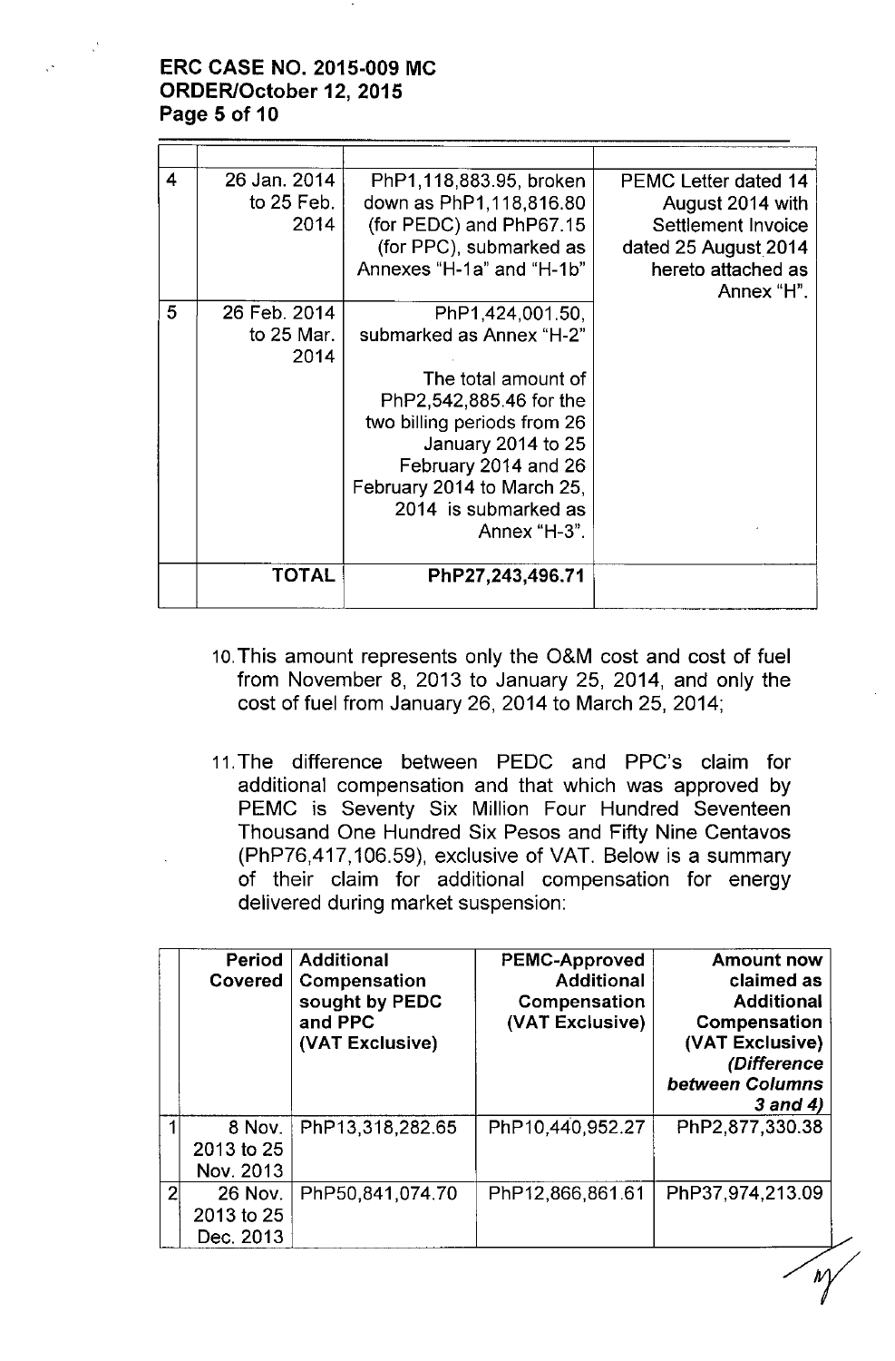| | | | |
|---|---|---|---|
| 4 | 26 Jan. 2014 to 25 Feb. 2014 | PhP1,118,883.95, broken down as PhP1,118,816.80 (for PEDC) and PhP67.15 (for PPC), submarked as Annexes "H-1a" and "H-1b" | PEMC Letter dated 14 August 2014 with Settlement Invoice dated 25 August 2014 hereto attached as Annex "H". |
| 5 | 26 Feb. 2014 to 25 Mar. 2014 | PhP1,424,001.50, submarked as Annex "H-2"<br><br>The total amount of PhP2,542,885.46 for the two billing periods from 26 January 2014 to 25 February 2014 and 26 February 2014 to March 25, 2014 is submarked as Annex "H-3". | |
| | **TOTAL** | **PhP27,243,496.71** | |

10. This amount represents only the O&M cost and cost of fuel from November 8, 2013 to January 25, 2014, and only the cost of fuel from January 26, 2014 to March 25, 2014;

11. The difference between PEDC and PPC's claim for additional compensation and that which was approved by PEMC is Seventy Six Million Four Hundred Seventeen Thousand One Hundred Six Pesos and Fifty Nine Centavos (PhP76,417,106.59), exclusive of VAT. Below is a summary of their claim for additional compensation for energy delivered during market suspension:

| | Period Covered | Additional Compensation sought by PEDC and PPC (VAT Exclusive) | PEMC-Approved Additional Compensation (VAT Exclusive) | Amount now claimed as Additional Compensation (VAT Exclusive) *(Difference between Columns 3 and 4)* |
|---|---|---|---|---|
| 1 | 8 Nov. 2013 to 25 Nov. 2013 | PhP13,318,282.65 | PhP10,440,952.27 | PhP2,877,330.38 |
| 2 | 26 Nov. 2013 to 25 Dec. 2013 | PhP50,841,074.70 | PhP12,866,861.61 | PhP37,974,213.09 |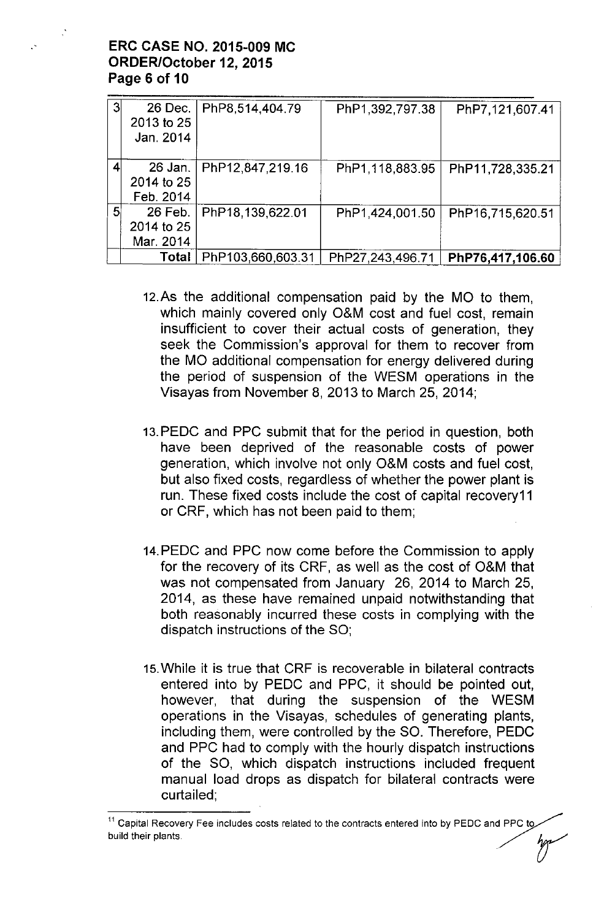| 3 | 26 Dec. 2013 to 25 Jan. 2014 | PhP8,514,404.79 | PhP1,392,797.38 | PhP7,121,607.41 |
|---|---|---|---|---|
| 4 | 26 Jan. 2014 to 25 Feb. 2014 | PhP12,847,219.16 | PhP1,118,883.95 | PhP11,728,335.21 |
| 5 | 26 Feb. 2014 to 25 Mar. 2014 | PhP18,139,622.01 | PhP1,424,001.50 | PhP16,715,620.51 |
| | **Total** | PhP103,660,603.31 | PhP27,243,496.71 | **PhP76,417,106.60** |

12. As the additional compensation paid by the MO to them, which mainly covered only O&M cost and fuel cost, remain insufficient to cover their actual costs of generation, they seek the Commission's approval for them to recover from the MO additional compensation for energy delivered during the period of suspension of the WESM operations in the Visayas from November 8, 2013 to March 25, 2014;

13. PEDC and PPC submit that for the period in question, both have been deprived of the reasonable costs of power generation, which involve not only O&M costs and fuel cost, but also fixed costs, regardless of whether the power plant is run. These fixed costs include the cost of capital recovery[11] or CRF, which has not been paid to them;

14. PEDC and PPC now come before the Commission to apply for the recovery of its CRF, as well as the cost of O&M that was not compensated from January 26, 2014 to March 25, 2014, as these have remained unpaid notwithstanding that both reasonably incurred these costs in complying with the dispatch instructions of the SO;

15. While it is true that CRF is recoverable in bilateral contracts entered into by PEDC and PPC, it should be pointed out, however, that during the suspension of the WESM operations in the Visayas, schedules of generating plants, including them, were controlled by the SO. Therefore, PEDC and PPC had to comply with the hourly dispatch instructions of the SO, which dispatch instructions included frequent manual load drops as dispatch for bilateral contracts were curtailed;

[11] Capital Recovery Fee includes costs related to the contracts entered into by PEDC and PPC to build their plants.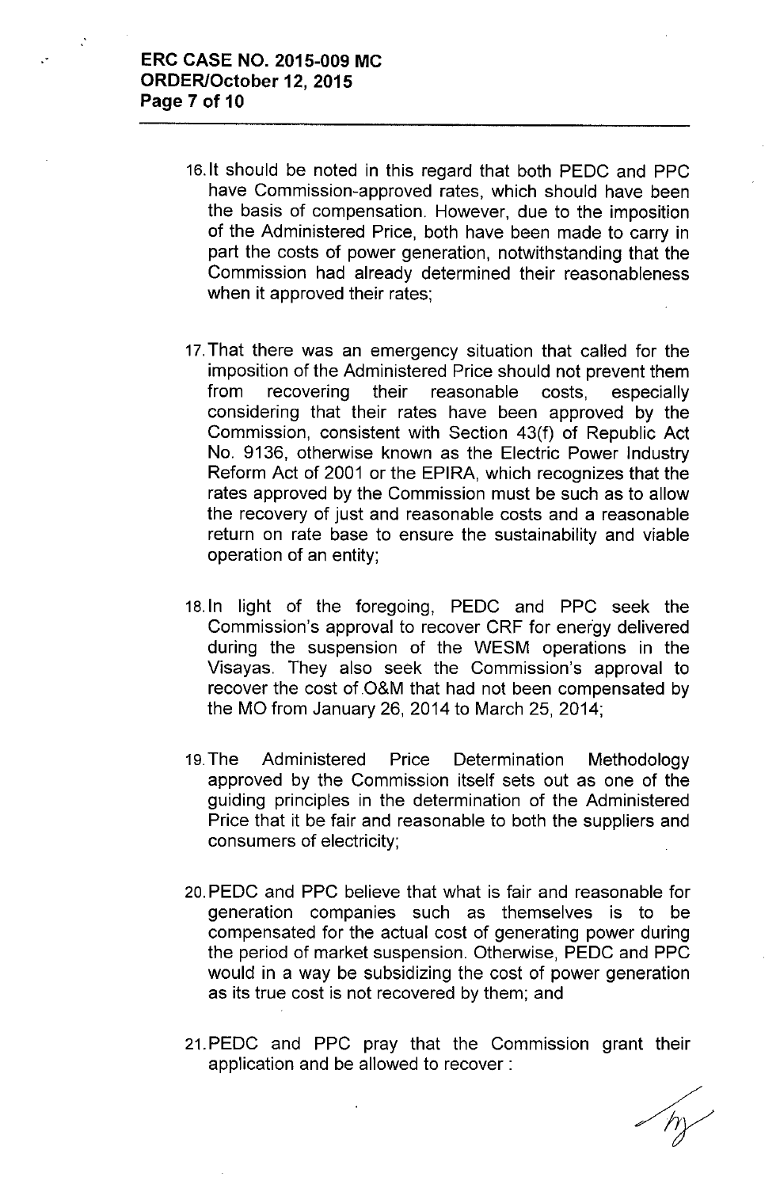16. It should be noted in this regard that both PEDC and PPC have Commission-approved rates, which should have been the basis of compensation. However, due to the imposition of the Administered Price, both have been made to carry in part the costs of power generation, notwithstanding that the Commission had already determined their reasonableness when it approved their rates;

17. That there was an emergency situation that called for the imposition of the Administered Price should not prevent them from recovering their reasonable costs, especially considering that their rates have been approved by the Commission, consistent with Section 43(f) of Republic Act No. 9136, otherwise known as the Electric Power Industry Reform Act of 2001 or the EPIRA, which recognizes that the rates approved by the Commission must be such as to allow the recovery of just and reasonable costs and a reasonable return on rate base to ensure the sustainability and viable operation of an entity;

18. In light of the foregoing, PEDC and PPC seek the Commission's approval to recover CRF for energy delivered during the suspension of the WESM operations in the Visayas. They also seek the Commission's approval to recover the cost of O&M that had not been compensated by the MO from January 26, 2014 to March 25, 2014;

19. The Administered Price Determination Methodology approved by the Commission itself sets out as one of the guiding principles in the determination of the Administered Price that it be fair and reasonable to both the suppliers and consumers of electricity;

20. PEDC and PPC believe that what is fair and reasonable for generation companies such as themselves is to be compensated for the actual cost of generating power during the period of market suspension. Otherwise, PEDC and PPC would in a way be subsidizing the cost of power generation as its true cost is not recovered by them; and

21. PEDC and PPC pray that the Commission grant their application and be allowed to recover :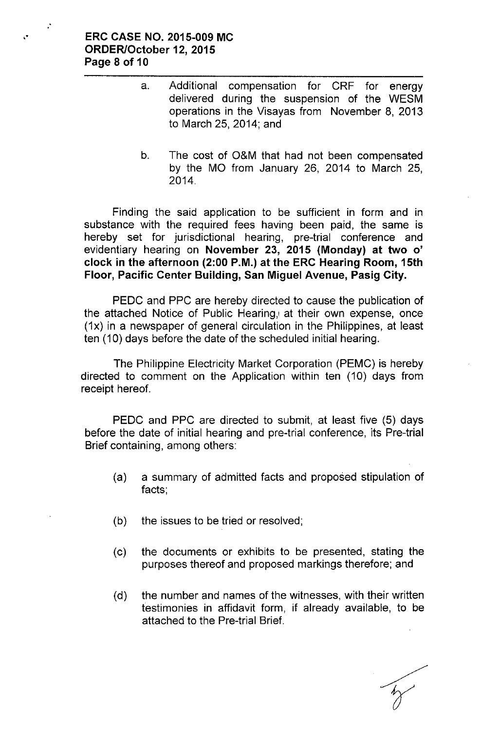a. Additional compensation for CRF for energy delivered during the suspension of the WESM operations in the Visayas from November 8, 2013 to March 25, 2014; and

b. The cost of O&M that had not been compensated by the MO from January 26, 2014 to March 25, 2014.

Finding the said application to be sufficient in form and in substance with the required fees having been paid, the same is hereby set for jurisdictional hearing, pre-trial conference and evidentiary hearing on **November 23, 2015 (Monday) at two o' clock in the afternoon (2:00 P.M.) at the ERC Hearing Room, 15th Floor, Pacific Center Building, San Miguel Avenue, Pasig City.**

PEDC and PPC are hereby directed to cause the publication of the attached Notice of Public Hearing, at their own expense, once (1x) in a newspaper of general circulation in the Philippines, at least ten (10) days before the date of the scheduled initial hearing.

The Philippine Electricity Market Corporation (PEMC) is hereby directed to comment on the Application within ten (10) days from receipt hereof.

PEDC and PPC are directed to submit, at least five (5) days before the date of initial hearing and pre-trial conference, its Pre-trial Brief containing, among others:

(a) a summary of admitted facts and proposed stipulation of facts;

(b) the issues to be tried or resolved;

(c) the documents or exhibits to be presented, stating the purposes thereof and proposed markings therefore; and

(d) the number and names of the witnesses, with their written testimonies in affidavit form, if already available, to be attached to the Pre-trial Brief.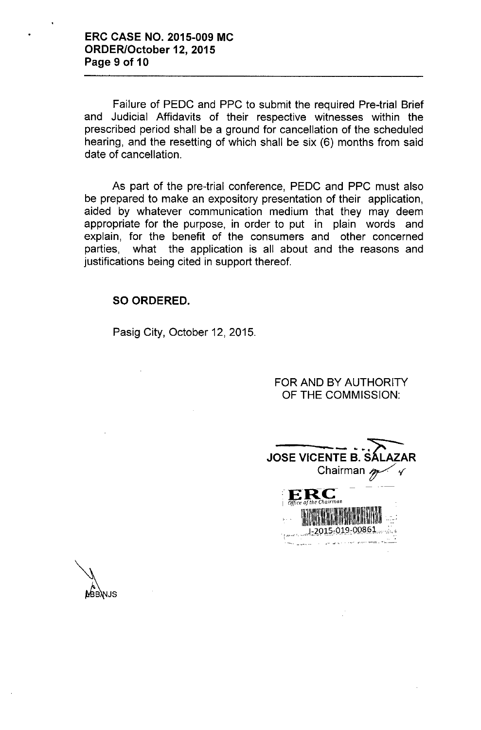Failure of PEDC and PPC to submit the required Pre-trial Brief and Judicial Affidavits of their respective witnesses within the prescribed period shall be a ground for cancellation of the scheduled hearing, and the resetting of which shall be six (6) months from said date of cancellation.

As part of the pre-trial conference, PEDC and PPC must also be prepared to make an expository presentation of their application, aided by whatever communication medium that they may deem appropriate for the purpose, in order to put in plain words and explain, for the benefit of the consumers and other concerned parties, what the application is all about and the reasons and justifications being cited in support thereof.

**SO ORDERED.**

Pasig City, October 12, 2015.

FOR AND BY AUTHORITY
OF THE COMMISSION:

**JOSE VICENTE B. SALAZAR**
Chairman

ERC
Office of the Chairman
J-2015-019-00861

MBB/NJS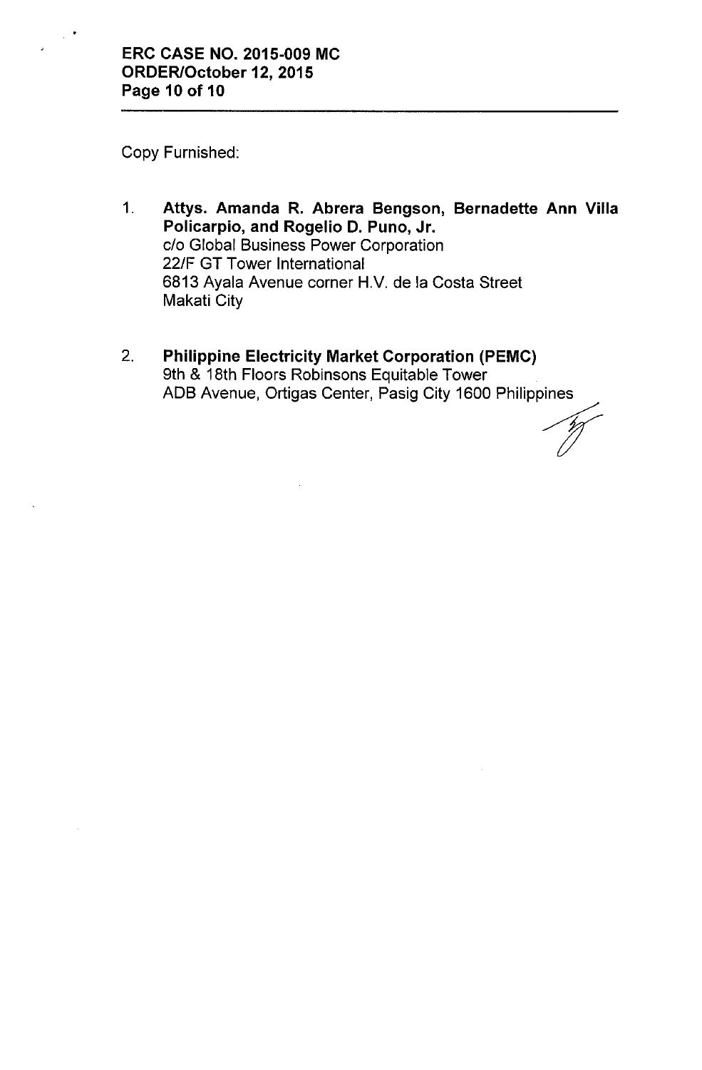Copy Furnished:

1. **Attys. Amanda R. Abrera Bengson, Bernadette Ann Villa Policarpio, and Rogelio D. Puno, Jr.**
   c/o Global Business Power Corporation
   22/F GT Tower International
   6813 Ayala Avenue corner H.V. de la Costa Street
   Makati City

2. **Philippine Electricity Market Corporation (PEMC)**
   9th & 18th Floors Robinsons Equitable Tower
   ADB Avenue, Ortigas Center, Pasig City 1600 Philippines